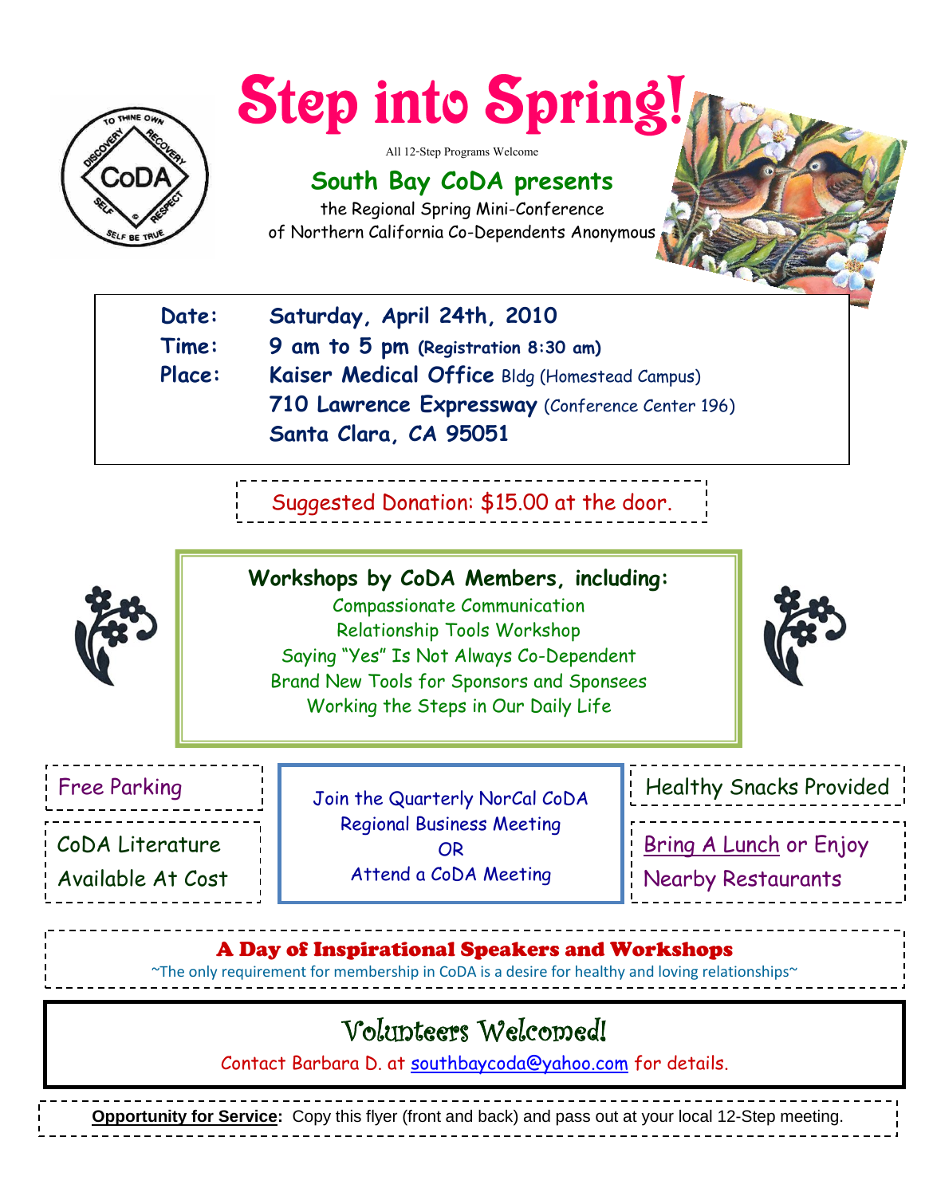# Step into Spring!

All 12-Step Programs Welcome

## South Bay CoDA presents

the Regional Spring Mini-Conference
of Northern California Co-Dependents Anonymous

**Date:** Saturday, April 24th, 2010
**Time:** 9 am to 5 pm (Registration 8:30 am)
**Place:** Kaiser Medical Office Bldg (Homestead Campus)
710 Lawrence Expressway (Conference Center 196)
Santa Clara, CA 95051

Suggested Donation: $15.00 at the door.

**Workshops by CoDA Members, including:**

Compassionate Communication
Relationship Tools Workshop
Saying "Yes" Is Not Always Co-Dependent
Brand New Tools for Sponsors and Sponsees
Working the Steps in Our Daily Life

Free Parking

CoDA Literature Available At Cost

Join the Quarterly NorCal CoDA Regional Business Meeting
OR
Attend a CoDA Meeting

Healthy Snacks Provided

Bring A Lunch or Enjoy Nearby Restaurants

**A Day of Inspirational Speakers and Workshops**

~The only requirement for membership in CoDA is a desire for healthy and loving relationships~

## Volunteers Welcomed!

Contact Barbara D. at southbaycoda@yahoo.com for details.

**Opportunity for Service:** Copy this flyer (front and back) and pass out at your local 12-Step meeting.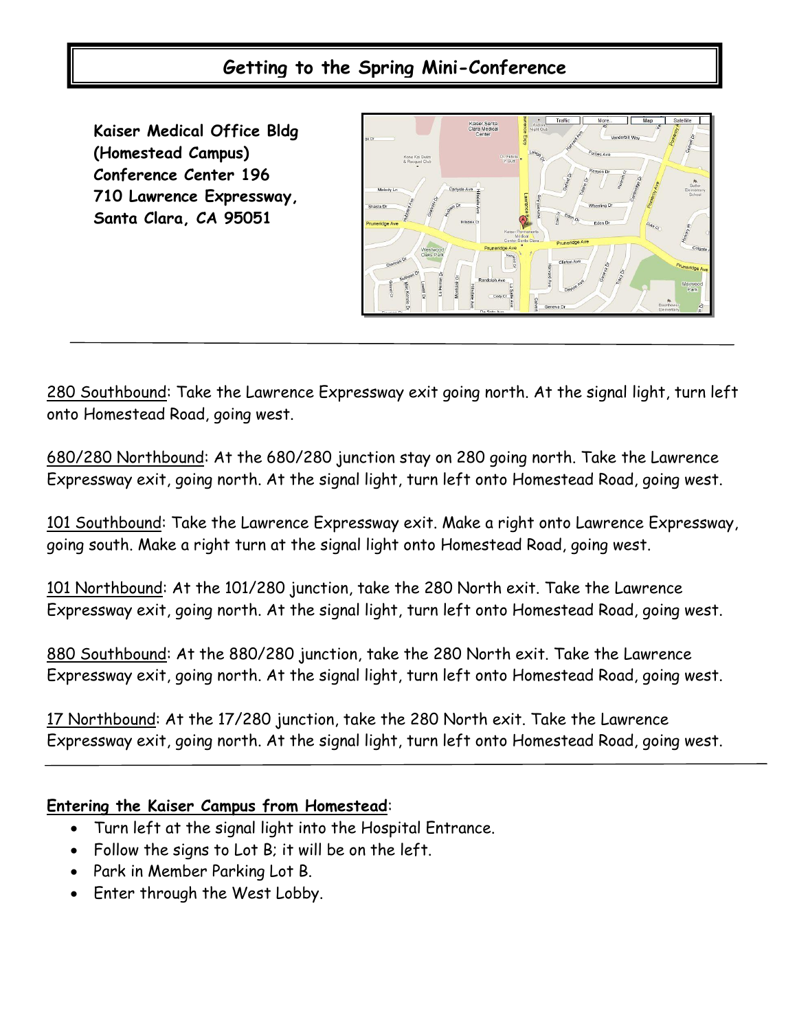# Getting to the Spring Mini-Conference

**Kaiser Medical Office Bldg**
**(Homestead Campus)**
**Conference Center 196**
**710 Lawrence Expressway,**
**Santa Clara, CA 95051**

---

280 Southbound: Take the Lawrence Expressway exit going north. At the signal light, turn left onto Homestead Road, going west.

680/280 Northbound: At the 680/280 junction stay on 280 going north. Take the Lawrence Expressway exit, going north. At the signal light, turn left onto Homestead Road, going west.

101 Southbound: Take the Lawrence Expressway exit. Make a right onto Lawrence Expressway, going south. Make a right turn at the signal light onto Homestead Road, going west.

101 Northbound: At the 101/280 junction, take the 280 North exit. Take the Lawrence Expressway exit, going north. At the signal light, turn left onto Homestead Road, going west.

880 Southbound: At the 880/280 junction, take the 280 North exit. Take the Lawrence Expressway exit, going north. At the signal light, turn left onto Homestead Road, going west.

17 Northbound: At the 17/280 junction, take the 280 North exit. Take the Lawrence Expressway exit, going north. At the signal light, turn left onto Homestead Road, going west.

---

**Entering the Kaiser Campus from Homestead**:

- Turn left at the signal light into the Hospital Entrance.
- Follow the signs to Lot B; it will be on the left.
- Park in Member Parking Lot B.
- Enter through the West Lobby.